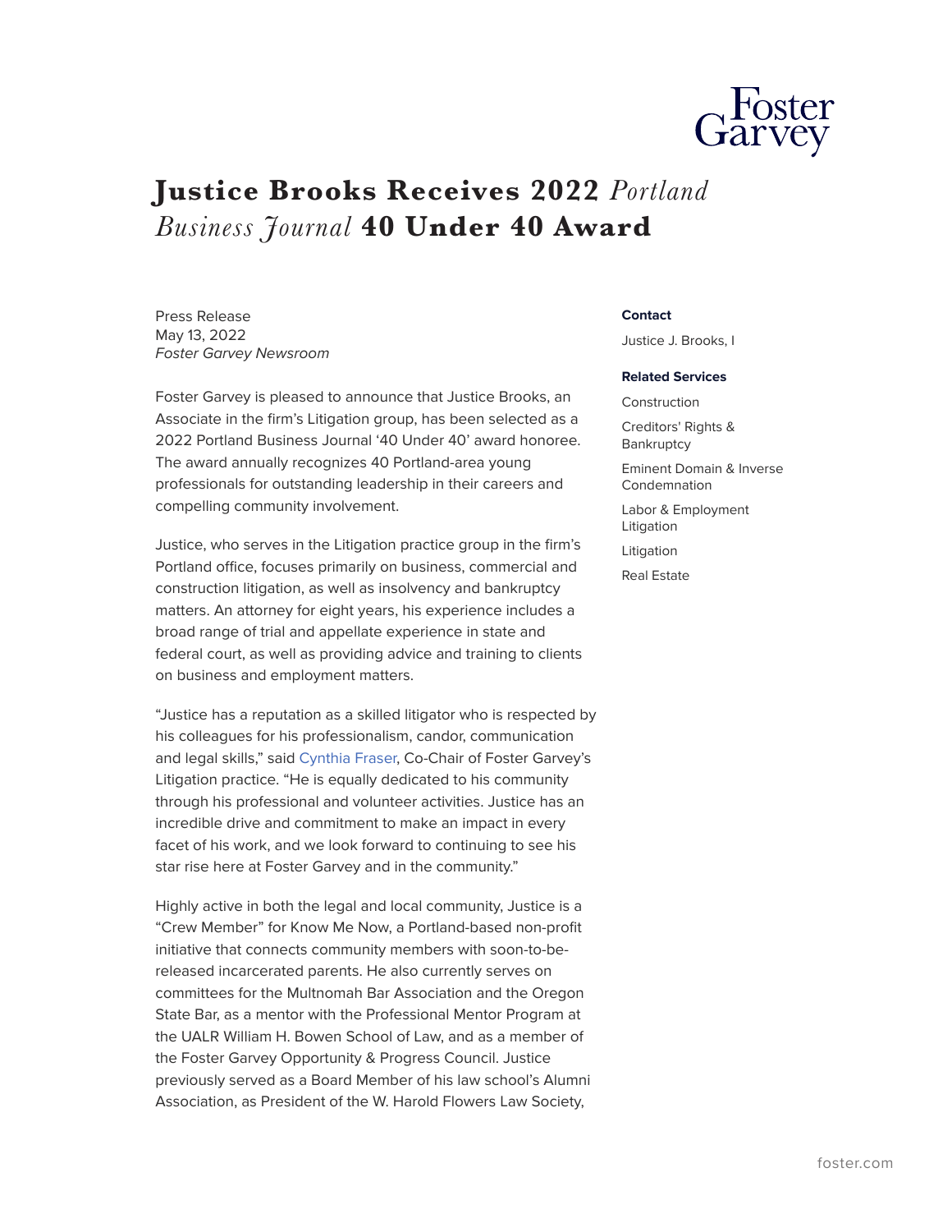# Justice Brooks Receives 2022 *Portland Business Journal* 40 Under 40 Award

Press Release
May 13, 2022
*Foster Garvey Newsroom*

Foster Garvey is pleased to announce that Justice Brooks, an Associate in the firm's Litigation group, has been selected as a 2022 Portland Business Journal '40 Under 40' award honoree. The award annually recognizes 40 Portland-area young professionals for outstanding leadership in their careers and compelling community involvement.

Justice, who serves in the Litigation practice group in the firm's Portland office, focuses primarily on business, commercial and construction litigation, as well as insolvency and bankruptcy matters. An attorney for eight years, his experience includes a broad range of trial and appellate experience in state and federal court, as well as providing advice and training to clients on business and employment matters.

"Justice has a reputation as a skilled litigator who is respected by his colleagues for his professionalism, candor, communication and legal skills," said Cynthia Fraser, Co-Chair of Foster Garvey's Litigation practice. "He is equally dedicated to his community through his professional and volunteer activities. Justice has an incredible drive and commitment to make an impact in every facet of his work, and we look forward to continuing to see his star rise here at Foster Garvey and in the community."

Highly active in both the legal and local community, Justice is a "Crew Member" for Know Me Now, a Portland-based non-profit initiative that connects community members with soon-to-be-released incarcerated parents. He also currently serves on committees for the Multnomah Bar Association and the Oregon State Bar, as a mentor with the Professional Mentor Program at the UALR William H. Bowen School of Law, and as a member of the Foster Garvey Opportunity & Progress Council. Justice previously served as a Board Member of his law school's Alumni Association, as President of the W. Harold Flowers Law Society,

**Contact**

Justice J. Brooks, I

**Related Services**

Construction

Creditors' Rights & Bankruptcy

Eminent Domain & Inverse Condemnation

Labor & Employment Litigation

Litigation

Real Estate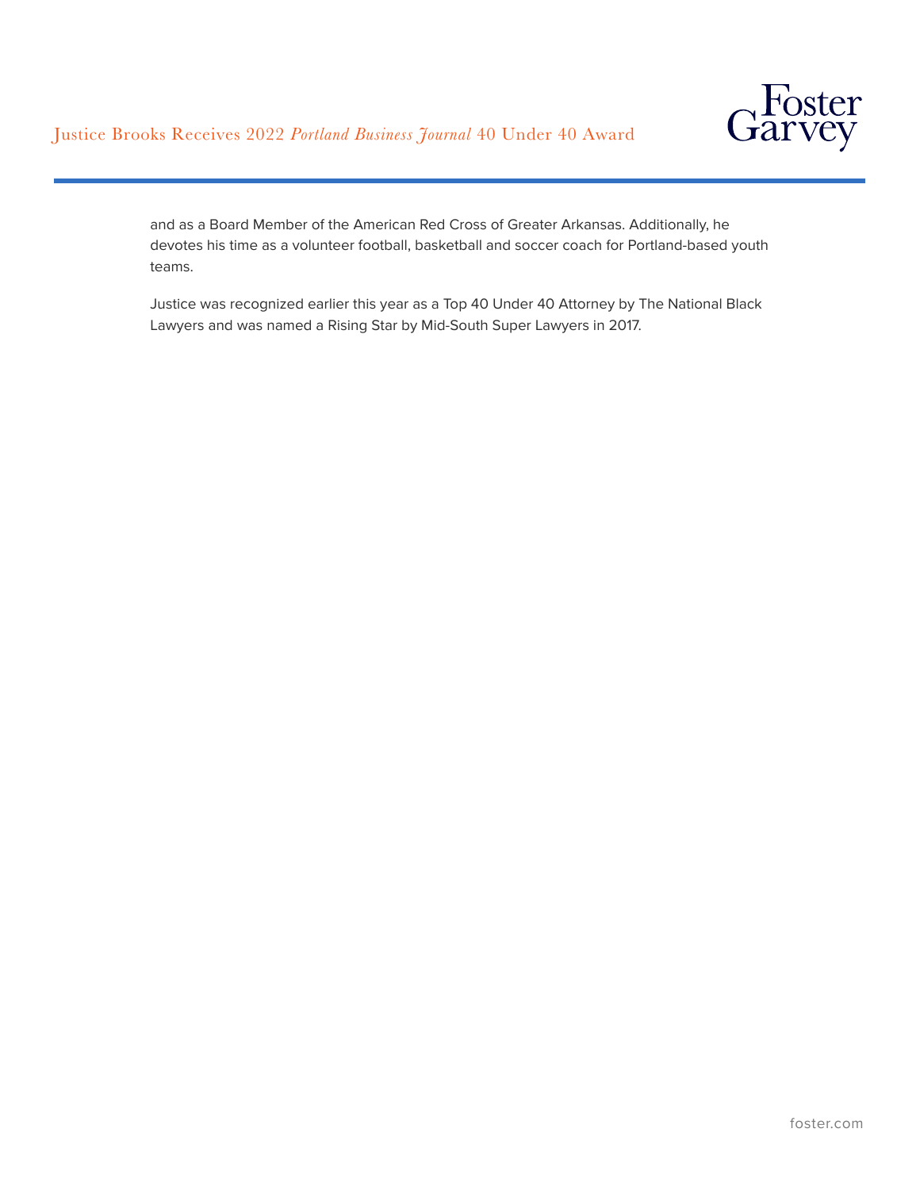and as a Board Member of the American Red Cross of Greater Arkansas. Additionally, he devotes his time as a volunteer football, basketball and soccer coach for Portland-based youth teams.

Justice was recognized earlier this year as a Top 40 Under 40 Attorney by The National Black Lawyers and was named a Rising Star by Mid-South Super Lawyers in 2017.